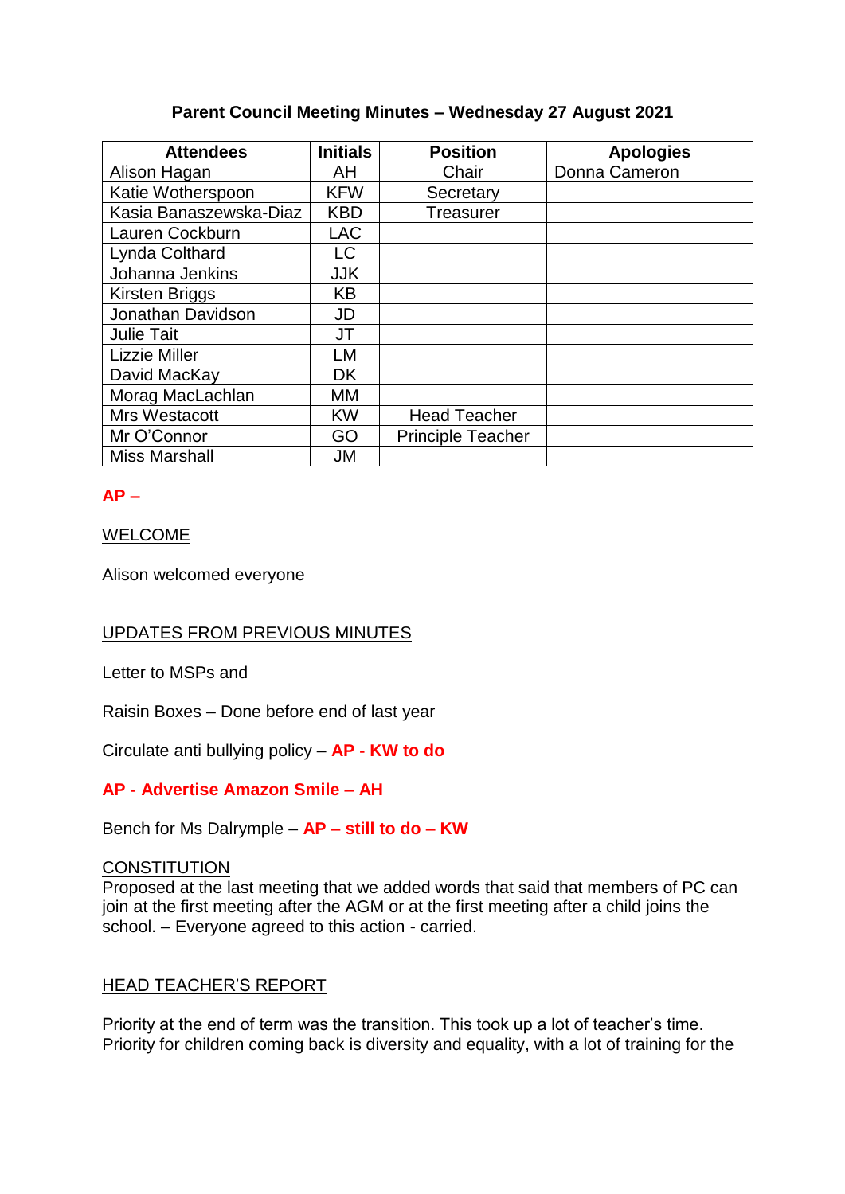**Parent Council Meeting Minutes – Wednesday 27 August 2021**

| Attendees | Initials | Position | Apologies |
|---|---|---|---|
| Alison Hagan | AH | Chair | Donna Cameron |
| Katie Wotherspoon | KFW | Secretary | |
| Kasia Banaszewska-Diaz | KBD | Treasurer | |
| Lauren Cockburn | LAC | | |
| Lynda Colthard | LC | | |
| Johanna Jenkins | JJK | | |
| Kirsten Briggs | KB | | |
| Jonathan Davidson | JD | | |
| Julie Tait | JT | | |
| Lizzie Miller | LM | | |
| David MacKay | DK | | |
| Morag MacLachlan | MM | | |
| Mrs Westacott | KW | Head Teacher | |
| Mr O'Connor | GO | Principle Teacher | |
| Miss Marshall | JM | | |

**AP –**

WELCOME

Alison welcomed everyone

UPDATES FROM PREVIOUS MINUTES

Letter to MSPs and

Raisin Boxes – Done before end of last year

Circulate anti bullying policy – **AP - KW to do**

**AP - Advertise Amazon Smile – AH**

Bench for Ms Dalrymple – **AP – still to do – KW**

CONSTITUTION

Proposed at the last meeting that we added words that said that members of PC can join at the first meeting after the AGM or at the first meeting after a child joins the school. – Everyone agreed to this action - carried.

HEAD TEACHER'S REPORT

Priority at the end of term was the transition. This took up a lot of teacher's time. Priority for children coming back is diversity and equality, with a lot of training for the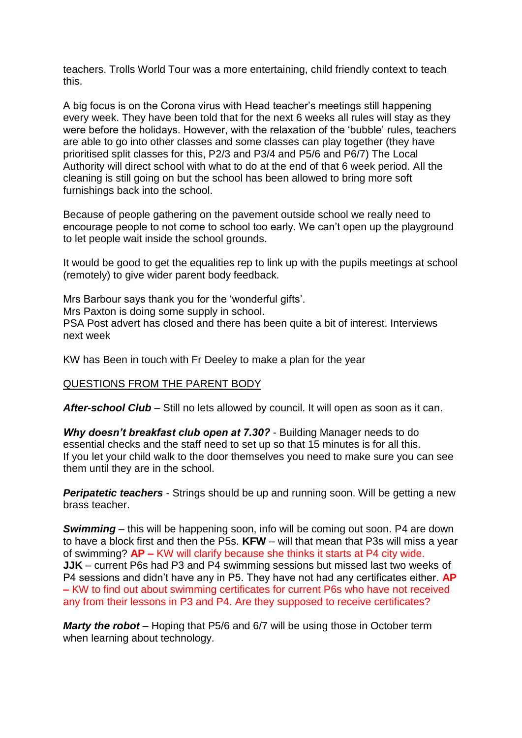teachers. Trolls World Tour was a more entertaining, child friendly context to teach this.

A big focus is on the Corona virus with Head teacher's meetings still happening every week. They have been told that for the next 6 weeks all rules will stay as they were before the holidays. However, with the relaxation of the 'bubble' rules, teachers are able to go into other classes and some classes can play together (they have prioritised split classes for this, P2/3 and P3/4 and P5/6 and P6/7) The Local Authority will direct school with what to do at the end of that 6 week period. All the cleaning is still going on but the school has been allowed to bring more soft furnishings back into the school.

Because of people gathering on the pavement outside school we really need to encourage people to not come to school too early. We can't open up the playground to let people wait inside the school grounds.

It would be good to get the equalities rep to link up with the pupils meetings at school (remotely) to give wider parent body feedback.

Mrs Barbour says thank you for the 'wonderful gifts'.
Mrs Paxton is doing some supply in school.
PSA Post advert has closed and there has been quite a bit of interest. Interviews next week

KW has Been in touch with Fr Deeley to make a plan for the year

<u>QUESTIONS FROM THE PARENT BODY</u>

***After-school Club*** – Still no lets allowed by council. It will open as soon as it can.

***Why doesn't breakfast club open at 7.30?*** - Building Manager needs to do essential checks and the staff need to set up so that 15 minutes is for all this. If you let your child walk to the door themselves you need to make sure you can see them until they are in the school.

***Peripatetic teachers*** - Strings should be up and running soon. Will be getting a new brass teacher.

***Swimming*** – this will be happening soon, info will be coming out soon. P4 are down to have a block first and then the P5s. **KFW** – will that mean that P3s will miss a year of swimming? **AP –** KW will clarify because she thinks it starts at P4 city wide.
**JJK** – current P6s had P3 and P4 swimming sessions but missed last two weeks of P4 sessions and didn't have any in P5. They have not had any certificates either. **AP –** KW to find out about swimming certificates for current P6s who have not received any from their lessons in P3 and P4. Are they supposed to receive certificates?

***Marty the robot*** – Hoping that P5/6 and 6/7 will be using those in October term when learning about technology.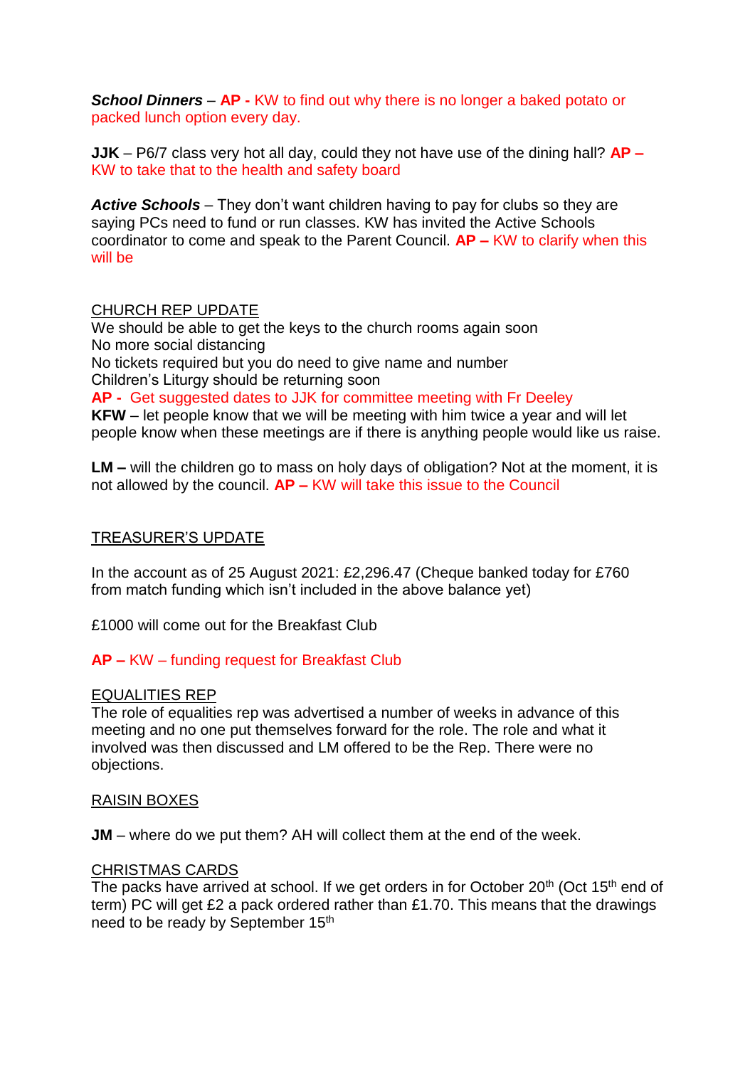***School Dinners*** – **AP -** KW to find out why there is no longer a baked potato or packed lunch option every day.

**JJK** – P6/7 class very hot all day, could they not have use of the dining hall? **AP –** KW to take that to the health and safety board

***Active Schools*** – They don't want children having to pay for clubs so they are saying PCs need to fund or run classes. KW has invited the Active Schools coordinator to come and speak to the Parent Council. **AP –** KW to clarify when this will be

<u>CHURCH REP UPDATE</u>

We should be able to get the keys to the church rooms again soon
No more social distancing
No tickets required but you do need to give name and number
Children's Liturgy should be returning soon
**AP -** Get suggested dates to JJK for committee meeting with Fr Deeley
**KFW** – let people know that we will be meeting with him twice a year and will let people know when these meetings are if there is anything people would like us raise.

**LM –** will the children go to mass on holy days of obligation? Not at the moment, it is not allowed by the council. **AP –** KW will take this issue to the Council

<u>TREASURER'S UPDATE</u>

In the account as of 25 August 2021: £2,296.47 (Cheque banked today for £760 from match funding which isn't included in the above balance yet)

£1000 will come out for the Breakfast Club

**AP –** KW – funding request for Breakfast Club

<u>EQUALITIES REP</u>

The role of equalities rep was advertised a number of weeks in advance of this meeting and no one put themselves forward for the role. The role and what it involved was then discussed and LM offered to be the Rep. There were no objections.

<u>RAISIN BOXES</u>

**JM** – where do we put them? AH will collect them at the end of the week.

<u>CHRISTMAS CARDS</u>

The packs have arrived at school. If we get orders in for October 20th (Oct 15th end of term) PC will get £2 a pack ordered rather than £1.70. This means that the drawings need to be ready by September 15th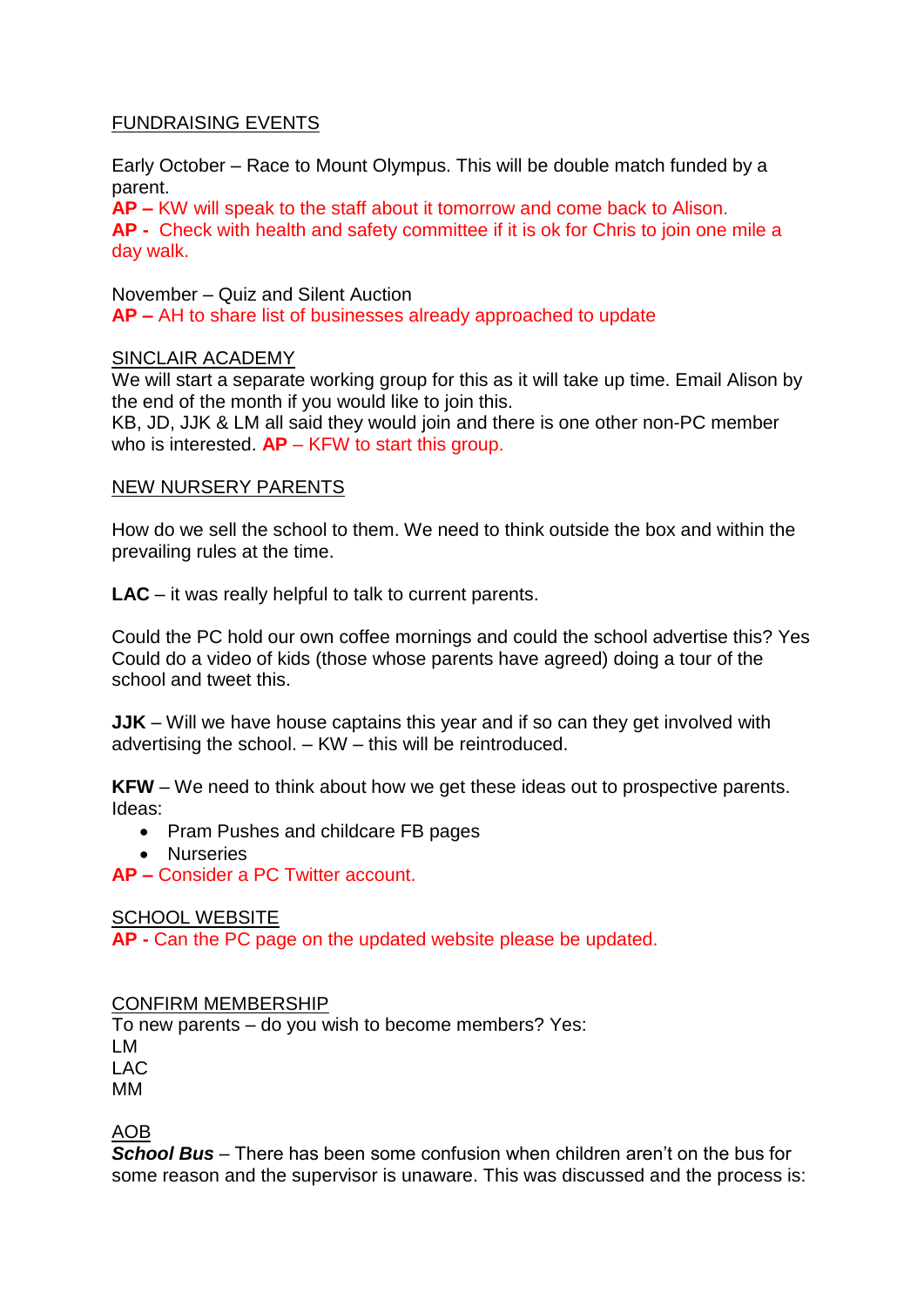## FUNDRAISING EVENTS

Early October – Race to Mount Olympus. This will be double match funded by a parent.
**AP –** KW will speak to the staff about it tomorrow and come back to Alison.
**AP -** Check with health and safety committee if it is ok for Chris to join one mile a day walk.

November – Quiz and Silent Auction
**AP –** AH to share list of businesses already approached to update

## SINCLAIR ACADEMY

We will start a separate working group for this as it will take up time. Email Alison by the end of the month if you would like to join this.
KB, JD, JJK & LM all said they would join and there is one other non-PC member who is interested. **AP** – KFW to start this group.

## NEW NURSERY PARENTS

How do we sell the school to them. We need to think outside the box and within the prevailing rules at the time.

**LAC** – it was really helpful to talk to current parents.

Could the PC hold our own coffee mornings and could the school advertise this? Yes
Could do a video of kids (those whose parents have agreed) doing a tour of the school and tweet this.

**JJK** – Will we have house captains this year and if so can they get involved with advertising the school. – KW – this will be reintroduced.

**KFW** – We need to think about how we get these ideas out to prospective parents. Ideas:

- Pram Pushes and childcare FB pages
- Nurseries

**AP –** Consider a PC Twitter account.

## SCHOOL WEBSITE

**AP -** Can the PC page on the updated website please be updated.

## CONFIRM MEMBERSHIP

To new parents – do you wish to become members? Yes:
LM
LAC
MM

## AOB

***School Bus*** – There has been some confusion when children aren't on the bus for some reason and the supervisor is unaware. This was discussed and the process is: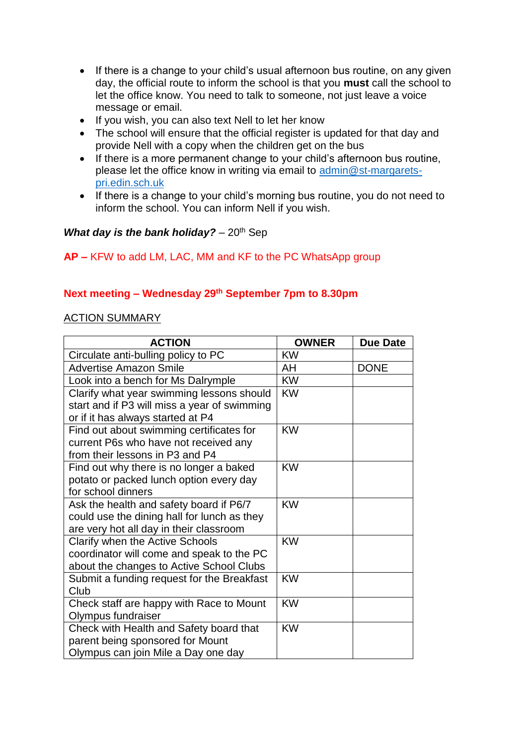- If there is a change to your child's usual afternoon bus routine, on any given day, the official route to inform the school is that you **must** call the school to let the office know. You need to talk to someone, not just leave a voice message or email.
- If you wish, you can also text Nell to let her know
- The school will ensure that the official register is updated for that day and provide Nell with a copy when the children get on the bus
- If there is a more permanent change to your child's afternoon bus routine, please let the office know in writing via email to admin@st-margarets-pri.edin.sch.uk
- If there is a change to your child's morning bus routine, you do not need to inform the school. You can inform Nell if you wish.

***What day is the bank holiday?*** – 20th Sep

**AP –** KFW to add LM, LAC, MM and KF to the PC WhatsApp group

**Next meeting – Wednesday 29th September 7pm to 8.30pm**

ACTION SUMMARY

| ACTION | OWNER | Due Date |
|---|---|---|
| Circulate anti-bulling policy to PC | KW | |
| Advertise Amazon Smile | AH | DONE |
| Look into a bench for Ms Dalrymple | KW | |
| Clarify what year swimming lessons should start and if P3 will miss a year of swimming or if it has always started at P4 | KW | |
| Find out about swimming certificates for current P6s who have not received any from their lessons in P3 and P4 | KW | |
| Find out why there is no longer a baked potato or packed lunch option every day for school dinners | KW | |
| Ask the health and safety board if P6/7 could use the dining hall for lunch as they are very hot all day in their classroom | KW | |
| Clarify when the Active Schools coordinator will come and speak to the PC about the changes to Active School Clubs | KW | |
| Submit a funding request for the Breakfast Club | KW | |
| Check staff are happy with Race to Mount Olympus fundraiser | KW | |
| Check with Health and Safety board that parent being sponsored for Mount Olympus can join Mile a Day one day | KW | |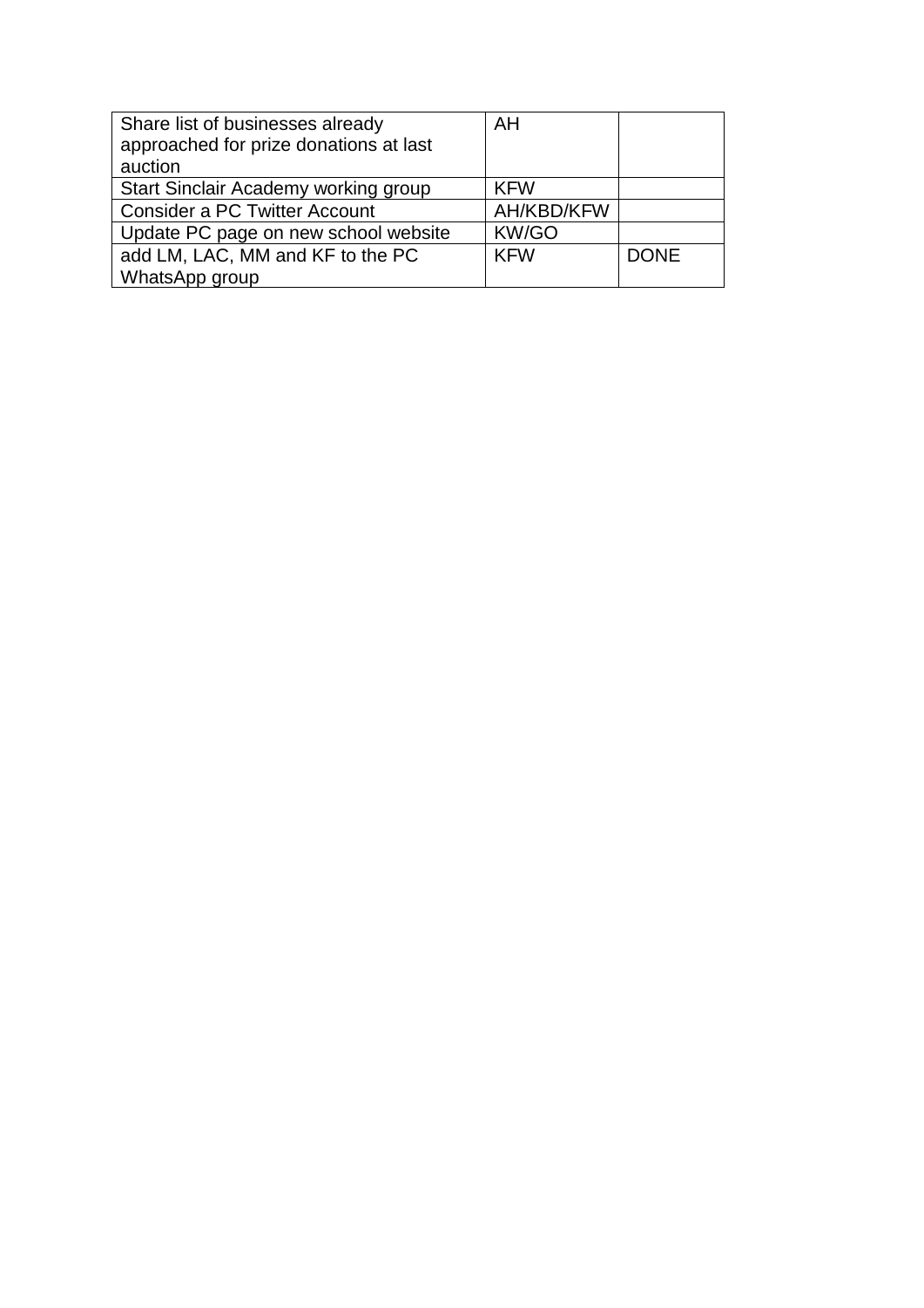| | | |
|---|---|---|
| Share list of businesses already approached for prize donations at last auction | AH | |
| Start Sinclair Academy working group | KFW | |
| Consider a PC Twitter Account | AH/KBD/KFW | |
| Update PC page on new school website | KW/GO | |
| add LM, LAC, MM and KF to the PC WhatsApp group | KFW | DONE |